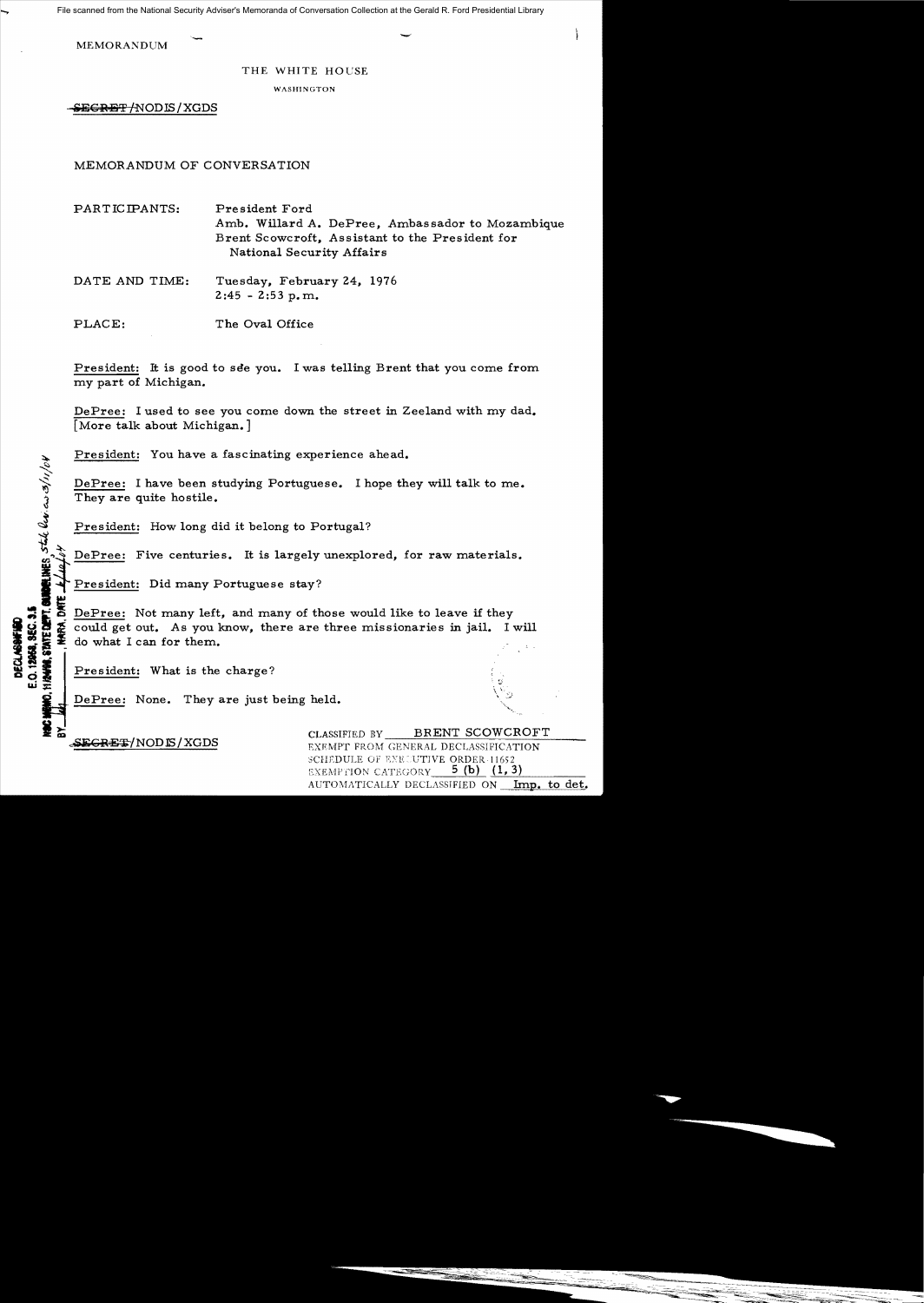MEMORANDUM

THE WHITE HOUSE

WASHINGTON

~~SECRET~~/NODIS/XGDS

MEMORANDUM OF CONVERSATION

PARTICIPANTS: President Ford
Amb. Willard A. DePree, Ambassador to Mozambique
Brent Scowcroft, Assistant to the President for National Security Affairs

DATE AND TIME: Tuesday, February 24, 1976
2:45 - 2:53 p.m.

PLACE: The Oval Office

President: It is good to see you. I was telling Brent that you come from my part of Michigan.

DePree: I used to see you come down the street in Zeeland with my dad. [More talk about Michigan.]

President: You have a fascinating experience ahead.

DePree: I have been studying Portuguese. I hope they will talk to me. They are quite hostile.

President: How long did it belong to Portugal?

DePree: Five centuries. It is largely unexplored, for raw materials.

President: Did many Portuguese stay?

DePree: Not many left, and many of those would like to leave if they could get out. As you know, there are three missionaries in jail. I will do what I can for them.

President: What is the charge?

DePree: None. They are just being held.

DECLASSIFIED
E.O. 12958, SEC. 3.5
NSC MEMO, 11/24/98, STATE DEPT. GUIDELINES State rev. 3/11/04
BY ___ , NARA, DATE 4/26/04

~~SECRET~~/NODIS/XGDS

CLASSIFIED BY BRENT SCOWCROFT
EXEMPT FROM GENERAL DECLASSIFICATION
SCHEDULE OF EXECUTIVE ORDER 11652
EXEMPTION CATEGORY 5 (b) (1, 3)
AUTOMATICALLY DECLASSIFIED ON Imp. to det.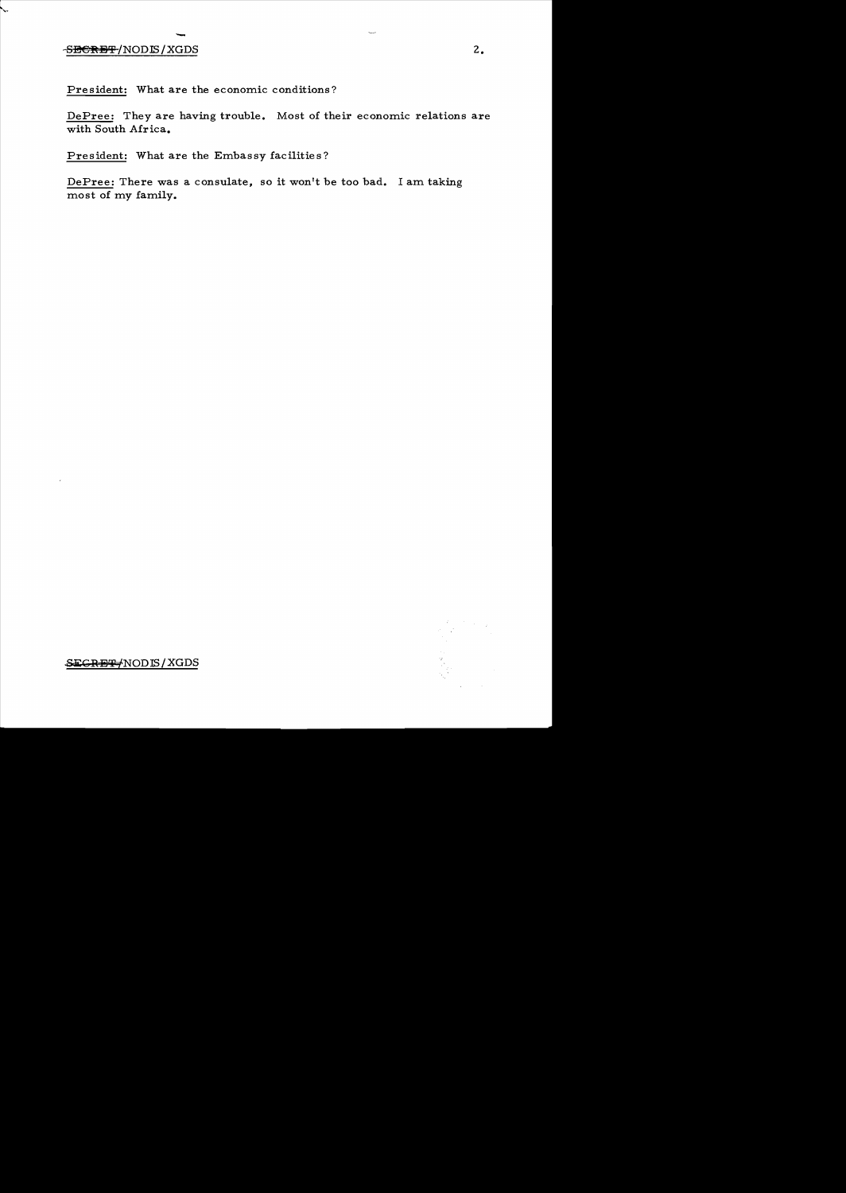<u>President</u>: What are the economic conditions?

<u>DePree</u>: They are having trouble. Most of their economic relations are with South Africa.

<u>President</u>: What are the Embassy facilities?

<u>DePree</u>: There was a consulate, so it won't be too bad. I am taking most of my family.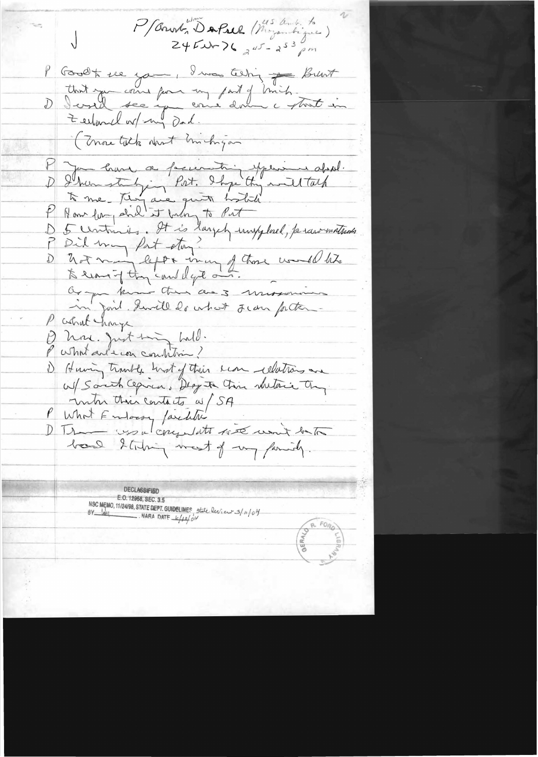P/Amb. Wm DePree (US Amb. to Mozambique)
24 Feb 76 2[45] - 2[53] pm

P Good to see you. I was telling Brent that you come from my part of Mich.

D I would see you come down a street in Zeeland w/ my Dad.

(More talk about Michigan)

P You have a fascinating experience ahead.

D I have studying Port. I hope they will talk to me. They are quite hostile.

P How long did it belong to Port

D 5 centuries. It is largely unexplored, for raw materials.

P Did many Port stay?

D Not many left & many of those would like to leave if they could get out.

As you know there are 3 missionaries in jail. I will do what I can for them.

P What charge

D None. Just being held.

P What are econ condition?

D Having trouble. Most of their econ relations are w/ South Africa. Despite their rhetoric they maintain their contacts w/ SA

P What Embassy facilities

D The usual consulate site. Won't be too bad. I taking most of my family.

DECLASSIFIED
E.O. 12958, SEC. 3.5
NSC MEMO, 11/24/98, STATE DEPT. GUIDELINES, State Review 3/11/04
BY [illegible] NARA DATE 6/22/04

GERALD R. FORD LIBRARY